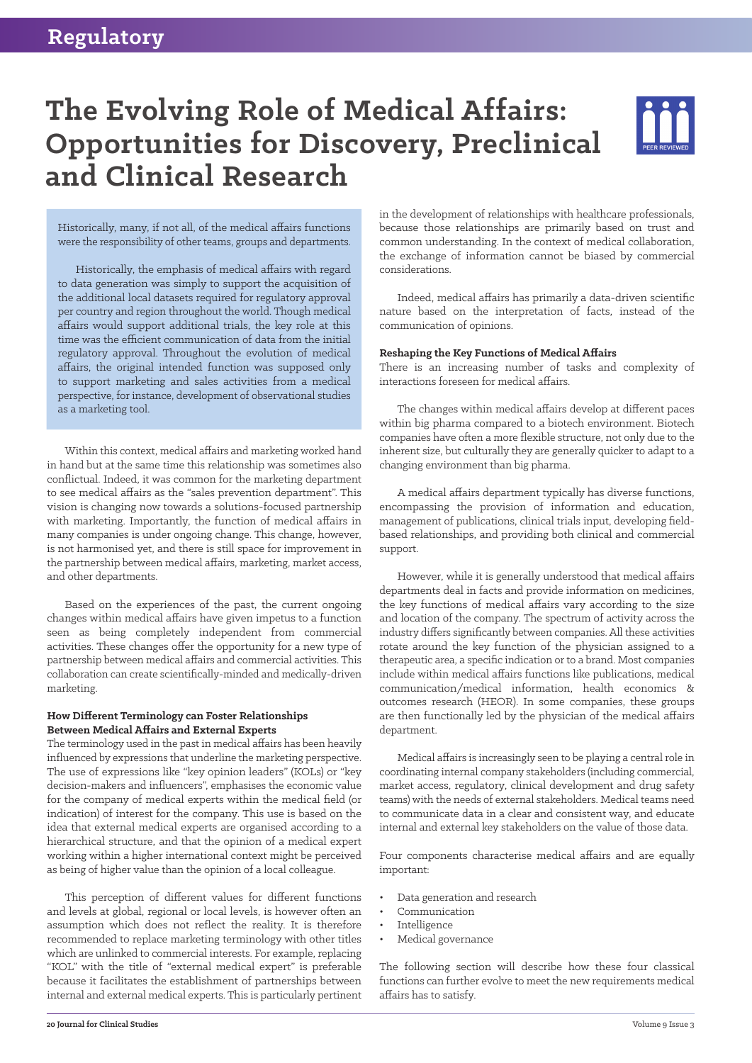// Regulatory

# The Evolving Role of Medical Affairs: Opportunities for Discovery, Preclinical and Clinical Research

Historically, many, if not all, of the medical affairs functions were the responsibility of other teams, groups and departments.

Historically, the emphasis of medical affairs with regard to data generation was simply to support the acquisition of the additional local datasets required for regulatory approval per country and region throughout the world. Though medical affairs would support additional trials, the key role at this time was the efficient communication of data from the initial regulatory approval. Throughout the evolution of medical affairs, the original intended function was supposed only to support marketing and sales activities from a medical perspective, for instance, development of observational studies as a marketing tool.

Within this context, medical affairs and marketing worked hand in hand but at the same time this relationship was sometimes also conflictual. Indeed, it was common for the marketing department to see medical affairs as the "sales prevention department". This vision is changing now towards a solutions-focused partnership with marketing. Importantly, the function of medical affairs in many companies is under ongoing change. This change, however, is not harmonised yet, and there is still space for improvement in the partnership between medical affairs, marketing, market access, and other departments.

Based on the experiences of the past, the current ongoing changes within medical affairs have given impetus to a function seen as being completely independent from commercial activities. These changes offer the opportunity for a new type of partnership between medical affairs and commercial activities. This collaboration can create scientifically-minded and medically-driven marketing.

### How Different Terminology can Foster Relationships Between Medical Affairs and External Experts

The terminology used in the past in medical affairs has been heavily influenced by expressions that underline the marketing perspective. The use of expressions like "key opinion leaders" (KOLs) or "key decision-makers and influencers", emphasises the economic value for the company of medical experts within the medical field (or indication) of interest for the company. This use is based on the idea that external medical experts are organised according to a hierarchical structure, and that the opinion of a medical expert working within a higher international context might be perceived as being of higher value than the opinion of a local colleague.

This perception of different values for different functions and levels at global, regional or local levels, is however often an assumption which does not reflect the reality. It is therefore recommended to replace marketing terminology with other titles which are unlinked to commercial interests. For example, replacing "KOL" with the title of "external medical expert" is preferable because it facilitates the establishment of partnerships between internal and external medical experts. This is particularly pertinent in the development of relationships with healthcare professionals, because those relationships are primarily based on trust and common understanding. In the context of medical collaboration, the exchange of information cannot be biased by commercial considerations.

Indeed, medical affairs has primarily a data-driven scientific nature based on the interpretation of facts, instead of the communication of opinions.

### Reshaping the Key Functions of Medical Affairs

There is an increasing number of tasks and complexity of interactions foreseen for medical affairs.

The changes within medical affairs develop at different paces within big pharma compared to a biotech environment. Biotech companies have often a more flexible structure, not only due to the inherent size, but culturally they are generally quicker to adapt to a changing environment than big pharma.

A medical affairs department typically has diverse functions, encompassing the provision of information and education, management of publications, clinical trials input, developing field-based relationships, and providing both clinical and commercial support.

However, while it is generally understood that medical affairs departments deal in facts and provide information on medicines, the key functions of medical affairs vary according to the size and location of the company. The spectrum of activity across the industry differs significantly between companies. All these activities rotate around the key function of the physician assigned to a therapeutic area, a specific indication or to a brand. Most companies include within medical affairs functions like publications, medical communication/medical information, health economics & outcomes research (HEOR). In some companies, these groups are then functionally led by the physician of the medical affairs department.

Medical affairs is increasingly seen to be playing a central role in coordinating internal company stakeholders (including commercial, market access, regulatory, clinical development and drug safety teams) with the needs of external stakeholders. Medical teams need to communicate data in a clear and consistent way, and educate internal and external key stakeholders on the value of those data.

Four components characterise medical affairs and are equally important:

- Data generation and research
- Communication
- Intelligence
- Medical governance

The following section will describe how these four classical functions can further evolve to meet the new requirements medical affairs has to satisfy.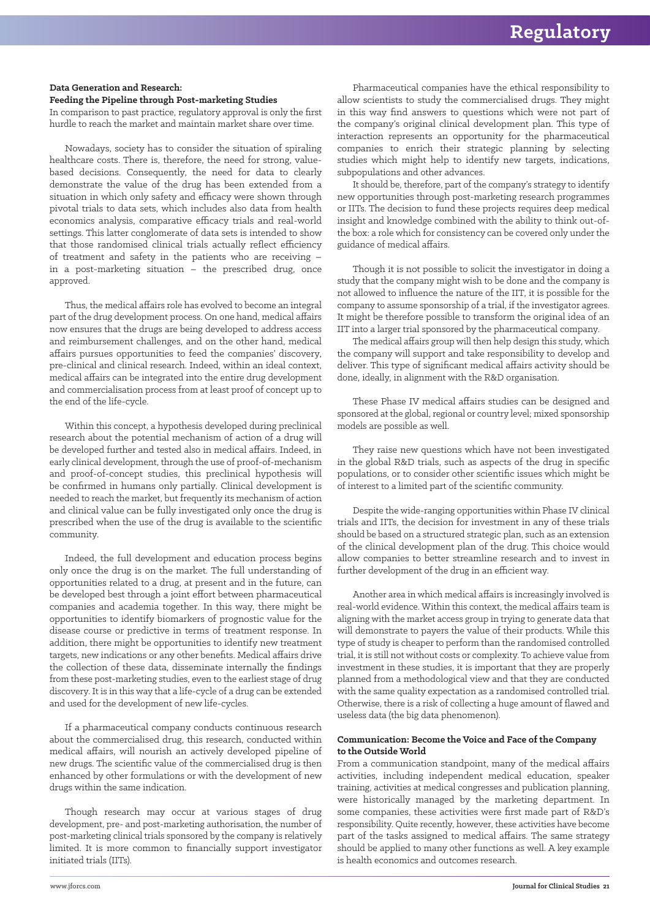### Data Generation and Research: Feeding the Pipeline through Post-marketing Studies

In comparison to past practice, regulatory approval is only the first hurdle to reach the market and maintain market share over time.

Nowadays, society has to consider the situation of spiraling healthcare costs. There is, therefore, the need for strong, value-based decisions. Consequently, the need for data to clearly demonstrate the value of the drug has been extended from a situation in which only safety and efficacy were shown through pivotal trials to data sets, which includes also data from health economics analysis, comparative efficacy trials and real-world settings. This latter conglomerate of data sets is intended to show that those randomised clinical trials actually reflect efficiency of treatment and safety in the patients who are receiving – in a post-marketing situation – the prescribed drug, once approved.

Thus, the medical affairs role has evolved to become an integral part of the drug development process. On one hand, medical affairs now ensures that the drugs are being developed to address access and reimbursement challenges, and on the other hand, medical affairs pursues opportunities to feed the companies' discovery, pre-clinical and clinical research. Indeed, within an ideal context, medical affairs can be integrated into the entire drug development and commercialisation process from at least proof of concept up to the end of the life-cycle.

Within this concept, a hypothesis developed during preclinical research about the potential mechanism of action of a drug will be developed further and tested also in medical affairs. Indeed, in early clinical development, through the use of proof-of-mechanism and proof-of-concept studies, this preclinical hypothesis will be confirmed in humans only partially. Clinical development is needed to reach the market, but frequently its mechanism of action and clinical value can be fully investigated only once the drug is prescribed when the use of the drug is available to the scientific community.

Indeed, the full development and education process begins only once the drug is on the market. The full understanding of opportunities related to a drug, at present and in the future, can be developed best through a joint effort between pharmaceutical companies and academia together. In this way, there might be opportunities to identify biomarkers of prognostic value for the disease course or predictive in terms of treatment response. In addition, there might be opportunities to identify new treatment targets, new indications or any other benefits. Medical affairs drive the collection of these data, disseminate internally the findings from these post-marketing studies, even to the earliest stage of drug discovery. It is in this way that a life-cycle of a drug can be extended and used for the development of new life-cycles.

If a pharmaceutical company conducts continuous research about the commercialised drug, this research, conducted within medical affairs, will nourish an actively developed pipeline of new drugs. The scientific value of the commercialised drug is then enhanced by other formulations or with the development of new drugs within the same indication.

Though research may occur at various stages of drug development, pre- and post-marketing authorisation, the number of post-marketing clinical trials sponsored by the company is relatively limited. It is more common to financially support investigator initiated trials (IITs).

Pharmaceutical companies have the ethical responsibility to allow scientists to study the commercialised drugs. They might in this way find answers to questions which were not part of the company's original clinical development plan. This type of interaction represents an opportunity for the pharmaceutical companies to enrich their strategic planning by selecting studies which might help to identify new targets, indications, subpopulations and other advances.

It should be, therefore, part of the company's strategy to identify new opportunities through post-marketing research programmes or IITs. The decision to fund these projects requires deep medical insight and knowledge combined with the ability to think out-of-the box: a role which for consistency can be covered only under the guidance of medical affairs.

Though it is not possible to solicit the investigator in doing a study that the company might wish to be done and the company is not allowed to influence the nature of the IIT, it is possible for the company to assume sponsorship of a trial, if the investigator agrees. It might be therefore possible to transform the original idea of an IIT into a larger trial sponsored by the pharmaceutical company.

The medical affairs group will then help design this study, which the company will support and take responsibility to develop and deliver. This type of significant medical affairs activity should be done, ideally, in alignment with the R&D organisation.

These Phase IV medical affairs studies can be designed and sponsored at the global, regional or country level; mixed sponsorship models are possible as well.

They raise new questions which have not been investigated in the global R&D trials, such as aspects of the drug in specific populations, or to consider other scientific issues which might be of interest to a limited part of the scientific community.

Despite the wide-ranging opportunities within Phase IV clinical trials and IITs, the decision for investment in any of these trials should be based on a structured strategic plan, such as an extension of the clinical development plan of the drug. This choice would allow companies to better streamline research and to invest in further development of the drug in an efficient way.

Another area in which medical affairs is increasingly involved is real-world evidence. Within this context, the medical affairs team is aligning with the market access group in trying to generate data that will demonstrate to payers the value of their products. While this type of study is cheaper to perform than the randomised controlled trial, it is still not without costs or complexity. To achieve value from investment in these studies, it is important that they are properly planned from a methodological view and that they are conducted with the same quality expectation as a randomised controlled trial. Otherwise, there is a risk of collecting a huge amount of flawed and useless data (the big data phenomenon).

### Communication: Become the Voice and Face of the Company to the Outside World

From a communication standpoint, many of the medical affairs activities, including independent medical education, speaker training, activities at medical congresses and publication planning, were historically managed by the marketing department. In some companies, these activities were first made part of R&D's responsibility. Quite recently, however, these activities have become part of the tasks assigned to medical affairs. The same strategy should be applied to many other functions as well. A key example is health economics and outcomes research.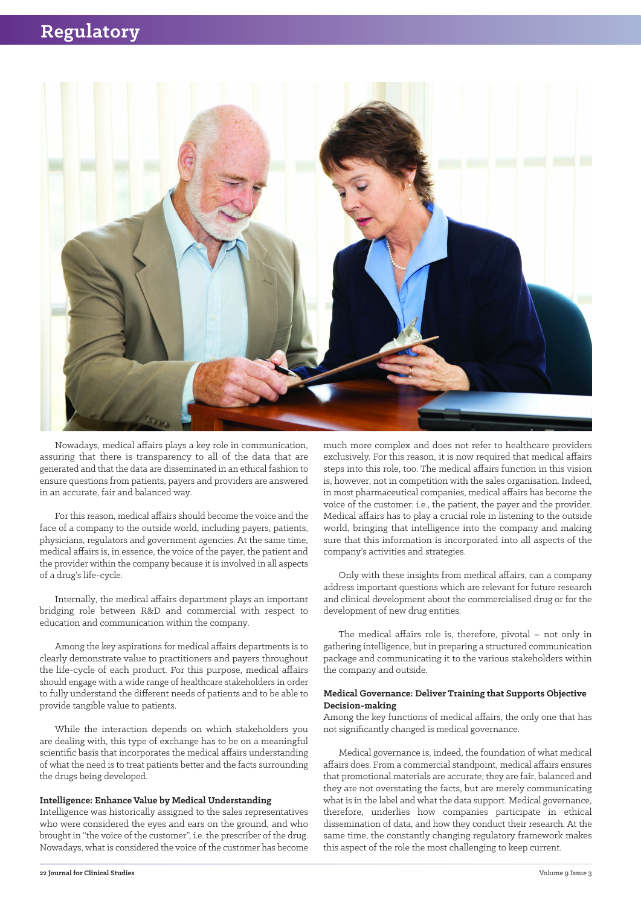Nowadays, medical affairs plays a key role in communication, assuring that there is transparency to all of the data that are generated and that the data are disseminated in an ethical fashion to ensure questions from patients, payers and providers are answered in an accurate, fair and balanced way.

For this reason, medical affairs should become the voice and the face of a company to the outside world, including payers, patients, physicians, regulators and government agencies. At the same time, medical affairs is, in essence, the voice of the payer, the patient and the provider within the company because it is involved in all aspects of a drug's life-cycle.

Internally, the medical affairs department plays an important bridging role between R&D and commercial with respect to education and communication within the company.

Among the key aspirations for medical affairs departments is to clearly demonstrate value to practitioners and payers throughout the life-cycle of each product. For this purpose, medical affairs should engage with a wide range of healthcare stakeholders in order to fully understand the different needs of patients and to be able to provide tangible value to patients.

While the interaction depends on which stakeholders you are dealing with, this type of exchange has to be on a meaningful scientific basis that incorporates the medical affairs understanding of what the need is to treat patients better and the facts surrounding the drugs being developed.

**Intelligence: Enhance Value by Medical Understanding**

Intelligence was historically assigned to the sales representatives who were considered the eyes and ears on the ground, and who brought in "the voice of the customer", i.e. the prescriber of the drug. Nowadays, what is considered the voice of the customer has become much more complex and does not refer to healthcare providers exclusively. For this reason, it is now required that medical affairs steps into this role, too. The medical affairs function in this vision is, however, not in competition with the sales organisation. Indeed, in most pharmaceutical companies, medical affairs has become the voice of the customer: i.e., the patient, the payer and the provider. Medical affairs has to play a crucial role in listening to the outside world, bringing that intelligence into the company and making sure that this information is incorporated into all aspects of the company's activities and strategies.

Only with these insights from medical affairs, can a company address important questions which are relevant for future research and clinical development about the commercialised drug or for the development of new drug entities.

The medical affairs role is, therefore, pivotal – not only in gathering intelligence, but in preparing a structured communication package and communicating it to the various stakeholders within the company and outside.

**Medical Governance: Deliver Training that Supports Objective Decision-making**

Among the key functions of medical affairs, the only one that has not significantly changed is medical governance.

Medical governance is, indeed, the foundation of what medical affairs does. From a commercial standpoint, medical affairs ensures that promotional materials are accurate; they are fair, balanced and they are not overstating the facts, but are merely communicating what is in the label and what the data support. Medical governance, therefore, underlies how companies participate in ethical dissemination of data, and how they conduct their research. At the same time, the constantly changing regulatory framework makes this aspect of the role the most challenging to keep current.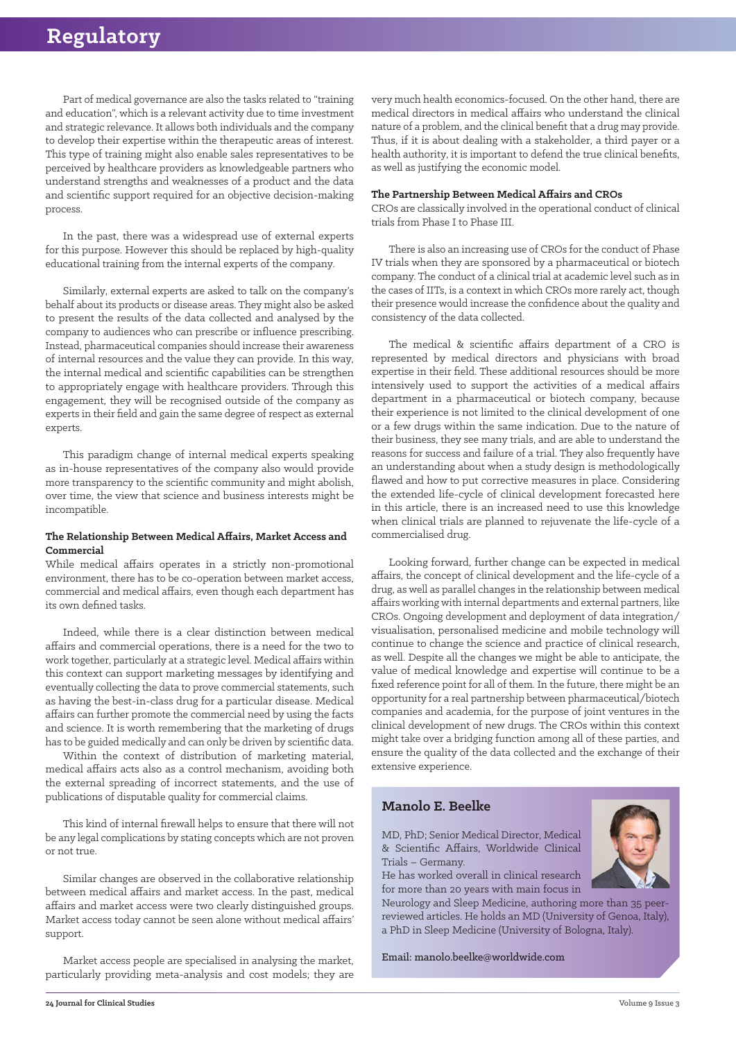Part of medical governance are also the tasks related to "training and education", which is a relevant activity due to time investment and strategic relevance. It allows both individuals and the company to develop their expertise within the therapeutic areas of interest. This type of training might also enable sales representatives to be perceived by healthcare providers as knowledgeable partners who understand strengths and weaknesses of a product and the data and scientific support required for an objective decision-making process.

In the past, there was a widespread use of external experts for this purpose. However this should be replaced by high-quality educational training from the internal experts of the company.

Similarly, external experts are asked to talk on the company's behalf about its products or disease areas. They might also be asked to present the results of the data collected and analysed by the company to audiences who can prescribe or influence prescribing. Instead, pharmaceutical companies should increase their awareness of internal resources and the value they can provide. In this way, the internal medical and scientific capabilities can be strengthen to appropriately engage with healthcare providers. Through this engagement, they will be recognised outside of the company as experts in their field and gain the same degree of respect as external experts.

This paradigm change of internal medical experts speaking as in-house representatives of the company also would provide more transparency to the scientific community and might abolish, over time, the view that science and business interests might be incompatible.

### The Relationship Between Medical Affairs, Market Access and Commercial

While medical affairs operates in a strictly non-promotional environment, there has to be co-operation between market access, commercial and medical affairs, even though each department has its own defined tasks.

Indeed, while there is a clear distinction between medical affairs and commercial operations, there is a need for the two to work together, particularly at a strategic level. Medical affairs within this context can support marketing messages by identifying and eventually collecting the data to prove commercial statements, such as having the best-in-class drug for a particular disease. Medical affairs can further promote the commercial need by using the facts and science. It is worth remembering that the marketing of drugs has to be guided medically and can only be driven by scientific data.

Within the context of distribution of marketing material, medical affairs acts also as a control mechanism, avoiding both the external spreading of incorrect statements, and the use of publications of disputable quality for commercial claims.

This kind of internal firewall helps to ensure that there will not be any legal complications by stating concepts which are not proven or not true.

Similar changes are observed in the collaborative relationship between medical affairs and market access. In the past, medical affairs and market access were two clearly distinguished groups. Market access today cannot be seen alone without medical affairs' support.

Market access people are specialised in analysing the market, particularly providing meta-analysis and cost models; they are very much health economics-focused. On the other hand, there are medical directors in medical affairs who understand the clinical nature of a problem, and the clinical benefit that a drug may provide. Thus, if it is about dealing with a stakeholder, a third payer or a health authority, it is important to defend the true clinical benefits, as well as justifying the economic model.

### The Partnership Between Medical Affairs and CROs

CROs are classically involved in the operational conduct of clinical trials from Phase I to Phase III.

There is also an increasing use of CROs for the conduct of Phase IV trials when they are sponsored by a pharmaceutical or biotech company. The conduct of a clinical trial at academic level such as in the cases of IITs, is a context in which CROs more rarely act, though their presence would increase the confidence about the quality and consistency of the data collected.

The medical & scientific affairs department of a CRO is represented by medical directors and physicians with broad expertise in their field. These additional resources should be more intensively used to support the activities of a medical affairs department in a pharmaceutical or biotech company, because their experience is not limited to the clinical development of one or a few drugs within the same indication. Due to the nature of their business, they see many trials, and are able to understand the reasons for success and failure of a trial. They also frequently have an understanding about when a study design is methodologically flawed and how to put corrective measures in place. Considering the extended life-cycle of clinical development forecasted here in this article, there is an increased need to use this knowledge when clinical trials are planned to rejuvenate the life-cycle of a commercialised drug.

Looking forward, further change can be expected in medical affairs, the concept of clinical development and the life-cycle of a drug, as well as parallel changes in the relationship between medical affairs working with internal departments and external partners, like CROs. Ongoing development and deployment of data integration/visualisation, personalised medicine and mobile technology will continue to change the science and practice of clinical research, as well. Despite all the changes we might be able to anticipate, the value of medical knowledge and expertise will continue to be a fixed reference point for all of them. In the future, there might be an opportunity for a real partnership between pharmaceutical/biotech companies and academia, for the purpose of joint ventures in the clinical development of new drugs. The CROs within this context might take over a bridging function among all of these parties, and ensure the quality of the data collected and the exchange of their extensive experience.

### Manolo E. Beelke

MD, PhD; Senior Medical Director, Medical & Scientific Affairs, Worldwide Clinical Trials – Germany.
He has worked overall in clinical research for more than 20 years with main focus in Neurology and Sleep Medicine, authoring more than 35 peer-reviewed articles. He holds an MD (University of Genoa, Italy), a PhD in Sleep Medicine (University of Bologna, Italy).

Email: manolo.beelke@worldwide.com